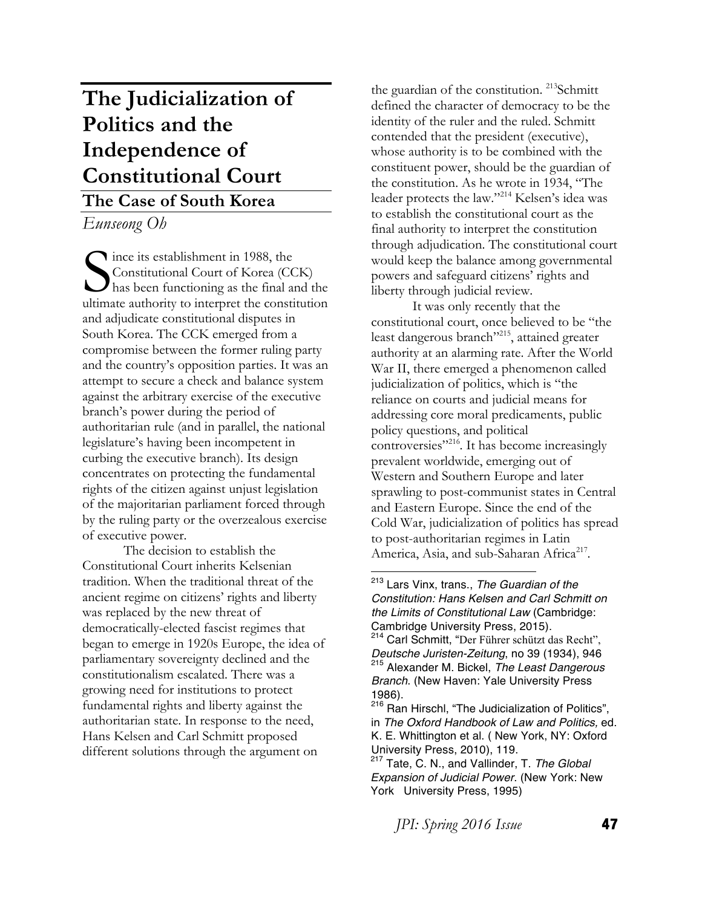# The Judicialization of Politics and the Independence of Constitutional Court

## The Case of South Korea

*Eunseong Oh*

Since its establishment in 1988, the Constitutional Court of Korea (CCK) has been functioning as the final and the ultimate authority to interpret the constitution and adjudicate constitutional disputes in South Korea. The CCK emerged from a compromise between the former ruling party and the country's opposition parties. It was an attempt to secure a check and balance system against the arbitrary exercise of the executive branch's power during the period of authoritarian rule (and in parallel, the national legislature's having been incompetent in curbing the executive branch). Its design concentrates on protecting the fundamental rights of the citizen against unjust legislation of the majoritarian parliament forced through by the ruling party or the overzealous exercise of executive power.

The decision to establish the Constitutional Court inherits Kelsenian tradition. When the traditional threat of the ancient regime on citizens' rights and liberty was replaced by the new threat of democratically-elected fascist regimes that began to emerge in 1920s Europe, the idea of parliamentary sovereignty declined and the constitutionalism escalated. There was a growing need for institutions to protect fundamental rights and liberty against the authoritarian state. In response to the need, Hans Kelsen and Carl Schmitt proposed different solutions through the argument on the guardian of the constitution. [213]Schmitt defined the character of democracy to be the identity of the ruler and the ruled. Schmitt contended that the president (executive), whose authority is to be combined with the constituent power, should be the guardian of the constitution. As he wrote in 1934, "The leader protects the law."[214] Kelsen's idea was to establish the constitutional court as the final authority to interpret the constitution through adjudication. The constitutional court would keep the balance among governmental powers and safeguard citizens' rights and liberty through judicial review.

It was only recently that the constitutional court, once believed to be "the least dangerous branch"[215], attained greater authority at an alarming rate. After the World War II, there emerged a phenomenon called judicialization of politics, which is "the reliance on courts and judicial means for addressing core moral predicaments, public policy questions, and political controversies"[216]. It has become increasingly prevalent worldwide, emerging out of Western and Southern Europe and later sprawling to post-communist states in Central and Eastern Europe. Since the end of the Cold War, judicialization of politics has spread to post-authoritarian regimes in Latin America, Asia, and sub-Saharan Africa[217].

---

[213] Lars Vinx, trans., *The Guardian of the Constitution: Hans Kelsen and Carl Schmitt on the Limits of Constitutional Law* (Cambridge: Cambridge University Press, 2015).

[214] Carl Schmitt, "Der Führer schützt das Recht", *Deutsche Juristen-Zeitung*, no 39 (1934), 946

[215] Alexander M. Bickel, *The Least Dangerous Branch*. (New Haven: Yale University Press 1986).

[216] Ran Hirschl, "The Judicialization of Politics", in *The Oxford Handbook of Law and Politics,* ed. K. E. Whittington et al. ( New York, NY: Oxford University Press, 2010), 119.

[217] Tate, C. N., and Vallinder, T. *The Global Expansion of Judicial Power*. (New York: New York University Press, 1995)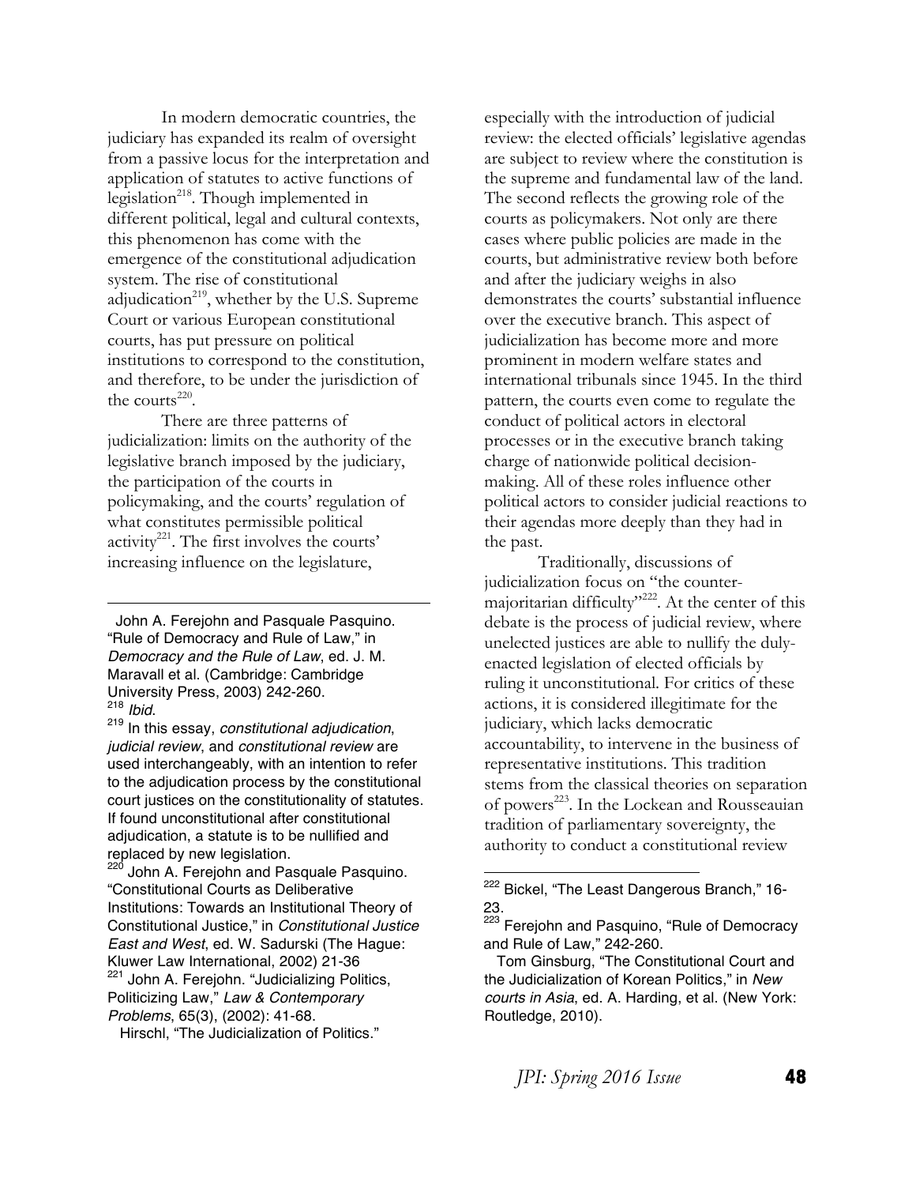In modern democratic countries, the judiciary has expanded its realm of oversight from a passive locus for the interpretation and application of statutes to active functions of legislation[218]. Though implemented in different political, legal and cultural contexts, this phenomenon has come with the emergence of the constitutional adjudication system. The rise of constitutional adjudication[219], whether by the U.S. Supreme Court or various European constitutional courts, has put pressure on political institutions to correspond to the constitution, and therefore, to be under the jurisdiction of the courts[220].

There are three patterns of judicialization: limits on the authority of the legislative branch imposed by the judiciary, the participation of the courts in policymaking, and the courts' regulation of what constitutes permissible political activity[221]. The first involves the courts' increasing influence on the legislature, especially with the introduction of judicial review: the elected officials' legislative agendas are subject to review where the constitution is the supreme and fundamental law of the land. The second reflects the growing role of the courts as policymakers. Not only are there cases where public policies are made in the courts, but administrative review both before and after the judiciary weighs in also demonstrates the courts' substantial influence over the executive branch. This aspect of judicialization has become more and more prominent in modern welfare states and international tribunals since 1945. In the third pattern, the courts even come to regulate the conduct of political actors in electoral processes or in the executive branch taking charge of nationwide political decision-making. All of these roles influence other political actors to consider judicial reactions to their agendas more deeply than they had in the past.

Traditionally, discussions of judicialization focus on "the counter-majoritarian difficulty"[222]. At the center of this debate is the process of judicial review, where unelected justices are able to nullify the duly-enacted legislation of elected officials by ruling it unconstitutional. For critics of these actions, it is considered illegitimate for the judiciary, which lacks democratic accountability, to intervene in the business of representative institutions. This tradition stems from the classical theories on separation of powers[223]. In the Lockean and Rousseauian tradition of parliamentary sovereignty, the authority to conduct a constitutional review

---

John A. Ferejohn and Pasquale Pasquino. "Rule of Democracy and Rule of Law," in *Democracy and the Rule of Law*, ed. J. M. Maravall et al. (Cambridge: Cambridge University Press, 2003) 242-260.

[218] *Ibid*.

[219] In this essay, *constitutional adjudication*, *judicial review*, and *constitutional review* are used interchangeably, with an intention to refer to the adjudication process by the constitutional court justices on the constitutionality of statutes. If found unconstitutional after constitutional adjudication, a statute is to be nullified and replaced by new legislation.

[220] John A. Ferejohn and Pasquale Pasquino. "Constitutional Courts as Deliberative Institutions: Towards an Institutional Theory of Constitutional Justice," in *Constitutional Justice East and West*, ed. W. Sadurski (The Hague: Kluwer Law International, 2002) 21-36

[221] John A. Ferejohn. "Judicializing Politics, Politicizing Law," *Law & Contemporary Problems*, 65(3), (2002): 41-68.

Hirschl, "The Judicialization of Politics."

[222] Bickel, "The Least Dangerous Branch," 16-23.

[223] Ferejohn and Pasquino, "Rule of Democracy and Rule of Law," 242-260.

Tom Ginsburg, "The Constitutional Court and the Judicialization of Korean Politics," in *New courts in Asia*, ed. A. Harding, et al. (New York: Routledge, 2010).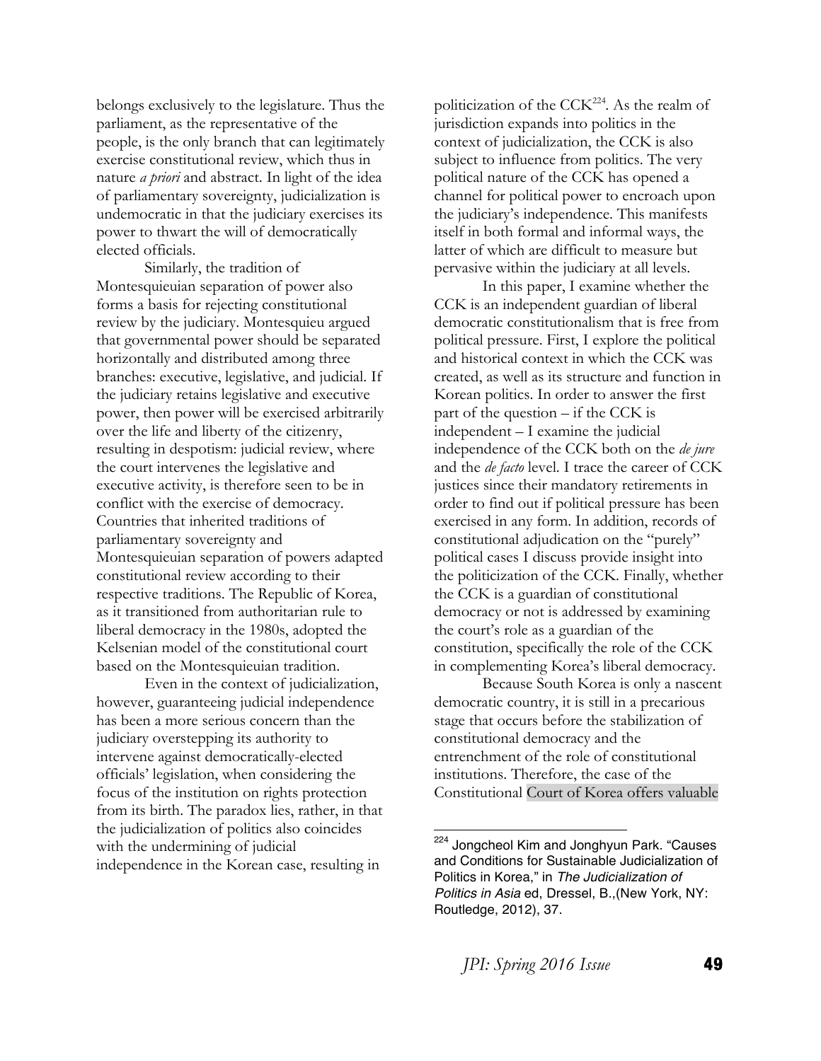belongs exclusively to the legislature. Thus the parliament, as the representative of the people, is the only branch that can legitimately exercise constitutional review, which thus in nature *a priori* and abstract. In light of the idea of parliamentary sovereignty, judicialization is undemocratic in that the judiciary exercises its power to thwart the will of democratically elected officials.

Similarly, the tradition of Montesquieuian separation of power also forms a basis for rejecting constitutional review by the judiciary. Montesquieu argued that governmental power should be separated horizontally and distributed among three branches: executive, legislative, and judicial. If the judiciary retains legislative and executive power, then power will be exercised arbitrarily over the life and liberty of the citizenry, resulting in despotism: judicial review, where the court intervenes the legislative and executive activity, is therefore seen to be in conflict with the exercise of democracy. Countries that inherited traditions of parliamentary sovereignty and Montesquieuian separation of powers adapted constitutional review according to their respective traditions. The Republic of Korea, as it transitioned from authoritarian rule to liberal democracy in the 1980s, adopted the Kelsenian model of the constitutional court based on the Montesquieuian tradition.

Even in the context of judicialization, however, guaranteeing judicial independence has been a more serious concern than the judiciary overstepping its authority to intervene against democratically-elected officials' legislation, when considering the focus of the institution on rights protection from its birth. The paradox lies, rather, in that the judicialization of politics also coincides with the undermining of judicial independence in the Korean case, resulting in politicization of the CCK[224]. As the realm of jurisdiction expands into politics in the context of judicialization, the CCK is also subject to influence from politics. The very political nature of the CCK has opened a channel for political power to encroach upon the judiciary's independence. This manifests itself in both formal and informal ways, the latter of which are difficult to measure but pervasive within the judiciary at all levels.

In this paper, I examine whether the CCK is an independent guardian of liberal democratic constitutionalism that is free from political pressure. First, I explore the political and historical context in which the CCK was created, as well as its structure and function in Korean politics. In order to answer the first part of the question – if the CCK is independent – I examine the judicial independence of the CCK both on the *de jure* and the *de facto* level. I trace the career of CCK justices since their mandatory retirements in order to find out if political pressure has been exercised in any form. In addition, records of constitutional adjudication on the "purely" political cases I discuss provide insight into the politicization of the CCK. Finally, whether the CCK is a guardian of constitutional democracy or not is addressed by examining the court's role as a guardian of the constitution, specifically the role of the CCK in complementing Korea's liberal democracy.

Because South Korea is only a nascent democratic country, it is still in a precarious stage that occurs before the stabilization of constitutional democracy and the entrenchment of the role of constitutional institutions. Therefore, the case of the Constitutional Court of Korea offers valuable

---

[224] Jongcheol Kim and Jonghyun Park. "Causes and Conditions for Sustainable Judicialization of Politics in Korea," in *The Judicialization of Politics in Asia* ed, Dressel, B.,(New York, NY: Routledge, 2012), 37.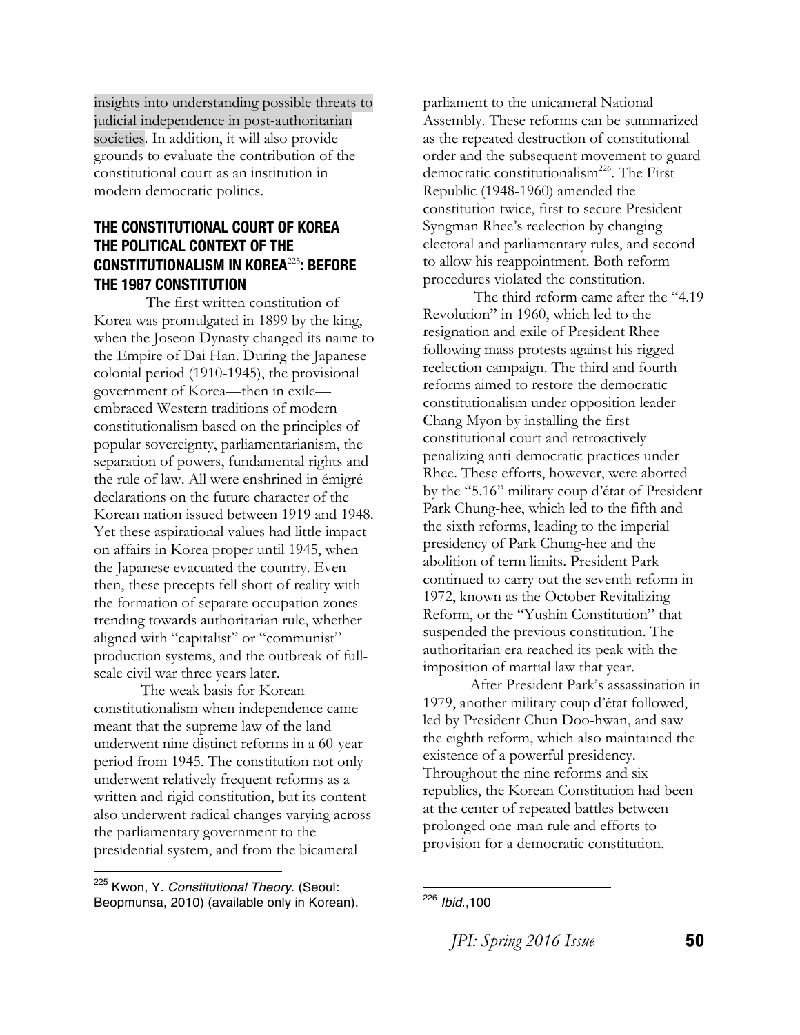insights into understanding possible threats to judicial independence in post-authoritarian societies. In addition, it will also provide grounds to evaluate the contribution of the constitutional court as an institution in modern democratic politics.

## THE CONSTITUTIONAL COURT OF KOREA THE POLITICAL CONTEXT OF THE CONSTITUTIONALISM IN KOREA[225]: BEFORE THE 1987 CONSTITUTION

The first written constitution of Korea was promulgated in 1899 by the king, when the Joseon Dynasty changed its name to the Empire of Dai Han. During the Japanese colonial period (1910-1945), the provisional government of Korea—then in exile—embraced Western traditions of modern constitutionalism based on the principles of popular sovereignty, parliamentarianism, the separation of powers, fundamental rights and the rule of law. All were enshrined in émigré declarations on the future character of the Korean nation issued between 1919 and 1948. Yet these aspirational values had little impact on affairs in Korea proper until 1945, when the Japanese evacuated the country. Even then, these precepts fell short of reality with the formation of separate occupation zones trending towards authoritarian rule, whether aligned with "capitalist" or "communist" production systems, and the outbreak of full-scale civil war three years later.

The weak basis for Korean constitutionalism when independence came meant that the supreme law of the land underwent nine distinct reforms in a 60-year period from 1945. The constitution not only underwent relatively frequent reforms as a written and rigid constitution, but its content also underwent radical changes varying across the parliamentary government to the presidential system, and from the bicameral parliament to the unicameral National Assembly. These reforms can be summarized as the repeated destruction of constitutional order and the subsequent movement to guard democratic constitutionalism[226]. The First Republic (1948-1960) amended the constitution twice, first to secure President Syngman Rhee's reelection by changing electoral and parliamentary rules, and second to allow his reappointment. Both reform procedures violated the constitution.

The third reform came after the "4.19 Revolution" in 1960, which led to the resignation and exile of President Rhee following mass protests against his rigged reelection campaign. The third and fourth reforms aimed to restore the democratic constitutionalism under opposition leader Chang Myon by installing the first constitutional court and retroactively penalizing anti-democratic practices under Rhee. These efforts, however, were aborted by the "5.16" military coup d'état of President Park Chung-hee, which led to the fifth and the sixth reforms, leading to the imperial presidency of Park Chung-hee and the abolition of term limits. President Park continued to carry out the seventh reform in 1972, known as the October Revitalizing Reform, or the "Yushin Constitution" that suspended the previous constitution. The authoritarian era reached its peak with the imposition of martial law that year.

After President Park's assassination in 1979, another military coup d'état followed, led by President Chun Doo-hwan, and saw the eighth reform, which also maintained the existence of a powerful presidency. Throughout the nine reforms and six republics, the Korean Constitution had been at the center of repeated battles between prolonged one-man rule and efforts to provision for a democratic constitution.

---

[225] Kwon, Y. *Constitutional Theory*. (Seoul: Beopmunsa, 2010) (available only in Korean).

[226] *Ibid.*,100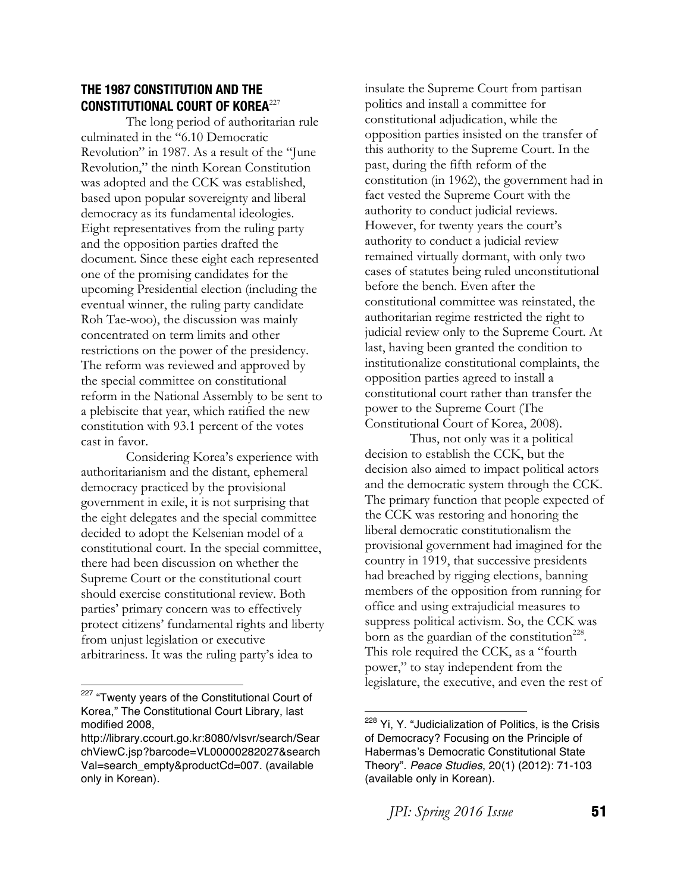## THE 1987 CONSTITUTION AND THE CONSTITUTIONAL COURT OF KOREA[227]

The long period of authoritarian rule culminated in the "6.10 Democratic Revolution" in 1987. As a result of the "June Revolution," the ninth Korean Constitution was adopted and the CCK was established, based upon popular sovereignty and liberal democracy as its fundamental ideologies. Eight representatives from the ruling party and the opposition parties drafted the document. Since these eight each represented one of the promising candidates for the upcoming Presidential election (including the eventual winner, the ruling party candidate Roh Tae-woo), the discussion was mainly concentrated on term limits and other restrictions on the power of the presidency. The reform was reviewed and approved by the special committee on constitutional reform in the National Assembly to be sent to a plebiscite that year, which ratified the new constitution with 93.1 percent of the votes cast in favor.

Considering Korea's experience with authoritarianism and the distant, ephemeral democracy practiced by the provisional government in exile, it is not surprising that the eight delegates and the special committee decided to adopt the Kelsenian model of a constitutional court. In the special committee, there had been discussion on whether the Supreme Court or the constitutional court should exercise constitutional review. Both parties' primary concern was to effectively protect citizens' fundamental rights and liberty from unjust legislation or executive arbitrariness. It was the ruling party's idea to insulate the Supreme Court from partisan politics and install a committee for constitutional adjudication, while the opposition parties insisted on the transfer of this authority to the Supreme Court. In the past, during the fifth reform of the constitution (in 1962), the government had in fact vested the Supreme Court with the authority to conduct judicial reviews. However, for twenty years the court's authority to conduct a judicial review remained virtually dormant, with only two cases of statutes being ruled unconstitutional before the bench. Even after the constitutional committee was reinstated, the authoritarian regime restricted the right to judicial review only to the Supreme Court. At last, having been granted the condition to institutionalize constitutional complaints, the opposition parties agreed to install a constitutional court rather than transfer the power to the Supreme Court (The Constitutional Court of Korea, 2008).

Thus, not only was it a political decision to establish the CCK, but the decision also aimed to impact political actors and the democratic system through the CCK. The primary function that people expected of the CCK was restoring and honoring the liberal democratic constitutionalism the provisional government had imagined for the country in 1919, that successive presidents had breached by rigging elections, banning members of the opposition from running for office and using extrajudicial measures to suppress political activism. So, the CCK was born as the guardian of the constitution[228]. This role required the CCK, as a "fourth power," to stay independent from the legislature, the executive, and even the rest of

---

[227] "Twenty years of the Constitutional Court of Korea," The Constitutional Court Library, last modified 2008, http://library.ccourt.go.kr:8080/vlsvr/search/SearchViewC.jsp?barcode=VL00000282027&searchVal=search_empty&productCd=007. (available only in Korean).

[228] Yi, Y. "Judicialization of Politics, is the Crisis of Democracy? Focusing on the Principle of Habermas's Democratic Constitutional State Theory". *Peace Studies*, 20(1) (2012): 71-103 (available only in Korean).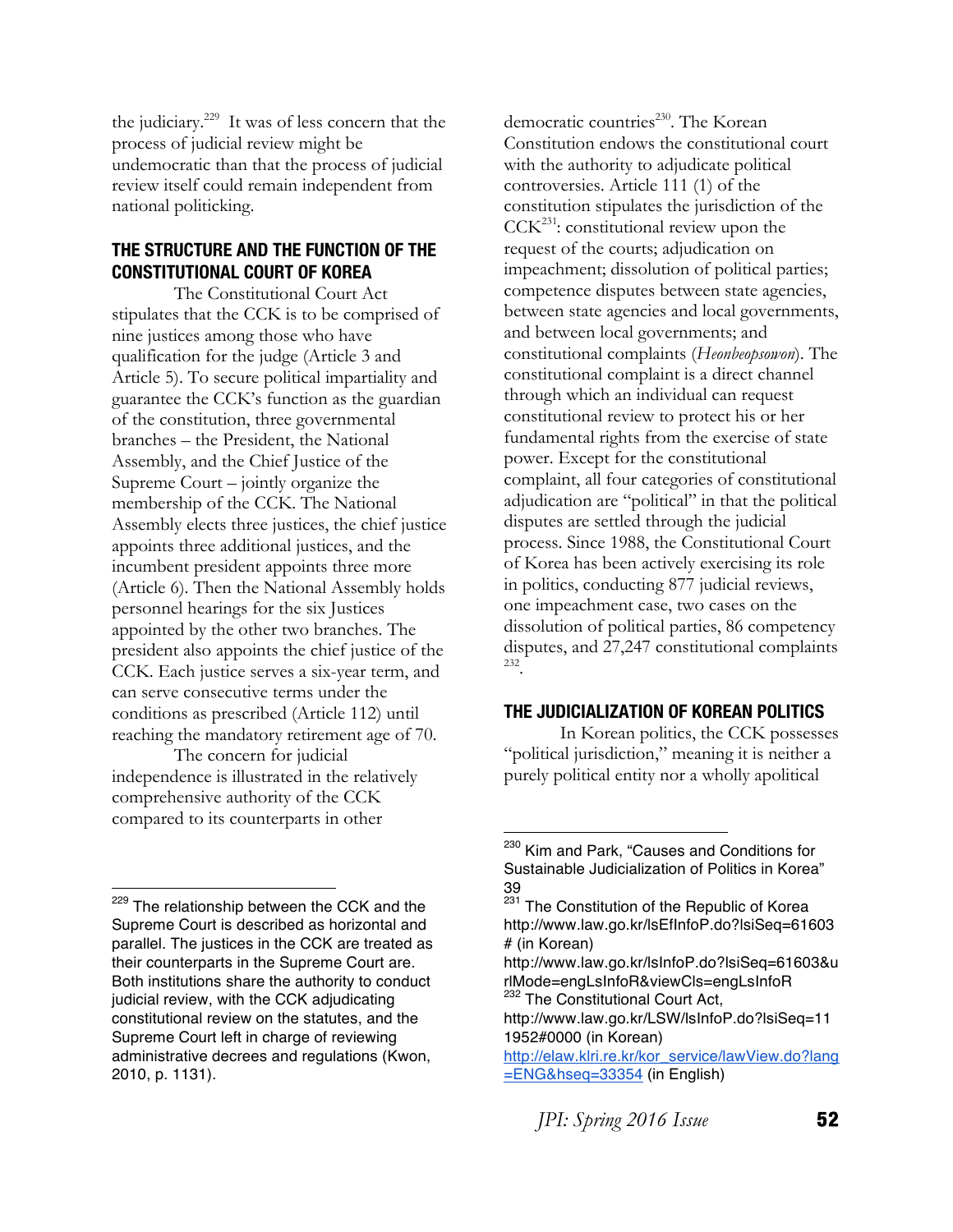the judiciary.[229] It was of less concern that the process of judicial review might be undemocratic than that the process of judicial review itself could remain independent from national politicking.

## THE STRUCTURE AND THE FUNCTION OF THE CONSTITUTIONAL COURT OF KOREA

The Constitutional Court Act stipulates that the CCK is to be comprised of nine justices among those who have qualification for the judge (Article 3 and Article 5). To secure political impartiality and guarantee the CCK's function as the guardian of the constitution, three governmental branches – the President, the National Assembly, and the Chief Justice of the Supreme Court – jointly organize the membership of the CCK. The National Assembly elects three justices, the chief justice appoints three additional justices, and the incumbent president appoints three more (Article 6). Then the National Assembly holds personnel hearings for the six Justices appointed by the other two branches. The president also appoints the chief justice of the CCK. Each justice serves a six-year term, and can serve consecutive terms under the conditions as prescribed (Article 112) until reaching the mandatory retirement age of 70.

The concern for judicial independence is illustrated in the relatively comprehensive authority of the CCK compared to its counterparts in other democratic countries[230]. The Korean Constitution endows the constitutional court with the authority to adjudicate political controversies. Article 111 (1) of the constitution stipulates the jurisdiction of the CCK[231]: constitutional review upon the request of the courts; adjudication on impeachment; dissolution of political parties; competence disputes between state agencies, between state agencies and local governments, and between local governments; and constitutional complaints (*Heonbeopsowon*). The constitutional complaint is a direct channel through which an individual can request constitutional review to protect his or her fundamental rights from the exercise of state power. Except for the constitutional complaint, all four categories of constitutional adjudication are "political" in that the political disputes are settled through the judicial process. Since 1988, the Constitutional Court of Korea has been actively exercising its role in politics, conducting 877 judicial reviews, one impeachment case, two cases on the dissolution of political parties, 86 competency disputes, and 27,247 constitutional complaints [232].

## THE JUDICIALIZATION OF KOREAN POLITICS

In Korean politics, the CCK possesses "political jurisdiction," meaning it is neither a purely political entity nor a wholly apolitical

---

[229] The relationship between the CCK and the Supreme Court is described as horizontal and parallel. The justices in the CCK are treated as their counterparts in the Supreme Court are. Both institutions share the authority to conduct judicial review, with the CCK adjudicating constitutional review on the statutes, and the Supreme Court left in charge of reviewing administrative decrees and regulations (Kwon, 2010, p. 1131).

[230] Kim and Park, "Causes and Conditions for Sustainable Judicialization of Politics in Korea" 39

[231] The Constitution of the Republic of Korea http://www.law.go.kr/lsEfInfoP.do?lsiSeq=61603# (in Korean) http://www.law.go.kr/lsInfoP.do?lsiSeq=61603&urlMode=engLsInfoR&viewCls=engLsInfoR

[232] The Constitutional Court Act, http://www.law.go.kr/LSW/lsInfoP.do?lsiSeq=111952#0000 (in Korean) http://elaw.klri.re.kr/kor_service/lawView.do?lang=ENG&hseq=33354 (in English)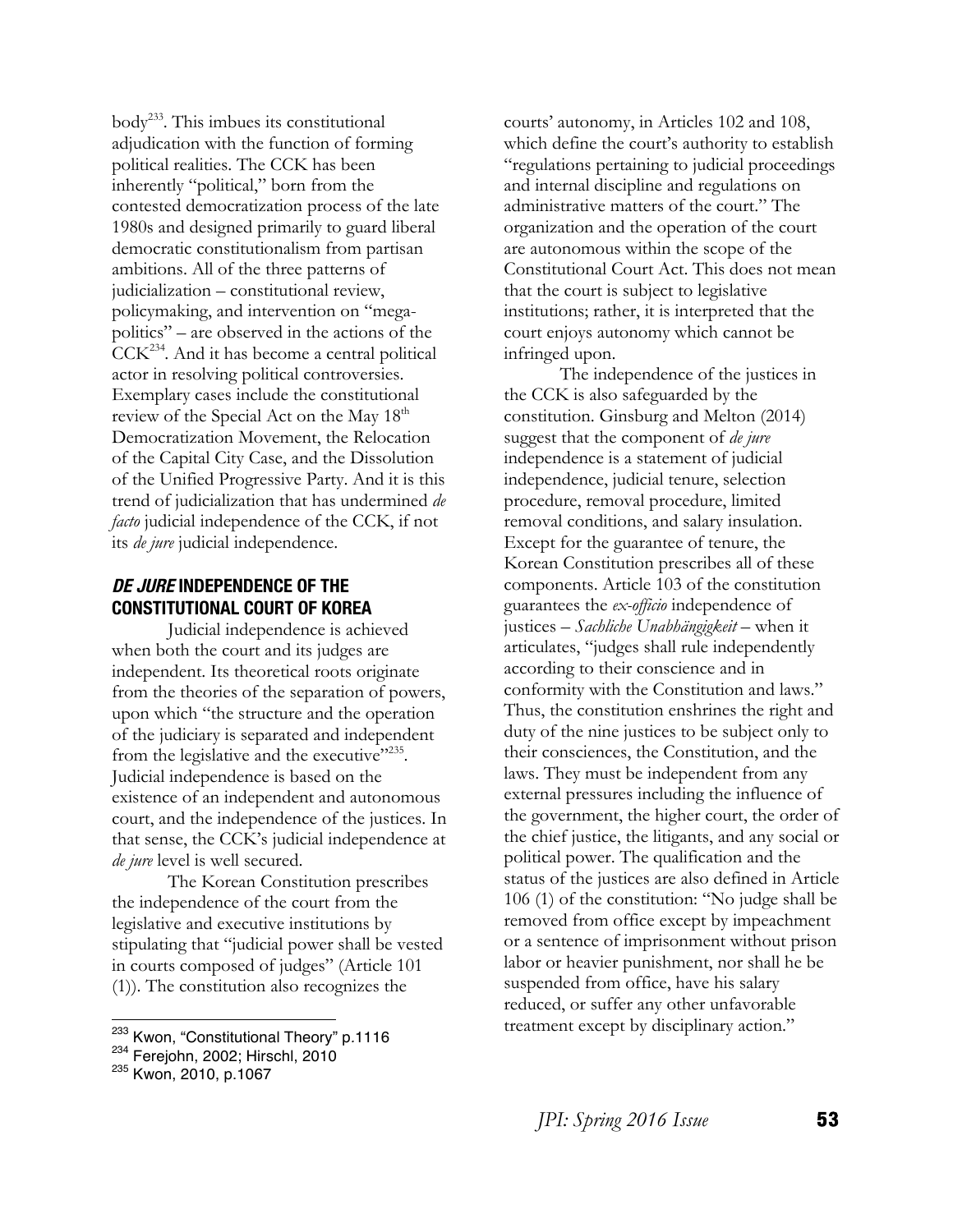body[233]. This imbues its constitutional adjudication with the function of forming political realities. The CCK has been inherently "political," born from the contested democratization process of the late 1980s and designed primarily to guard liberal democratic constitutionalism from partisan ambitions. All of the three patterns of judicialization – constitutional review, policymaking, and intervention on "mega-politics" – are observed in the actions of the CCK[234]. And it has become a central political actor in resolving political controversies. Exemplary cases include the constitutional review of the Special Act on the May 18th Democratization Movement, the Relocation of the Capital City Case, and the Dissolution of the Unified Progressive Party. And it is this trend of judicialization that has undermined *de facto* judicial independence of the CCK, if not its *de jure* judicial independence.

## *DE JURE* INDEPENDENCE OF THE CONSTITUTIONAL COURT OF KOREA

Judicial independence is achieved when both the court and its judges are independent. Its theoretical roots originate from the theories of the separation of powers, upon which "the structure and the operation of the judiciary is separated and independent from the legislative and the executive"[235]. Judicial independence is based on the existence of an independent and autonomous court, and the independence of the justices. In that sense, the CCK's judicial independence at *de jure* level is well secured.

The Korean Constitution prescribes the independence of the court from the legislative and executive institutions by stipulating that "judicial power shall be vested in courts composed of judges" (Article 101 (1)). The constitution also recognizes the courts' autonomy, in Articles 102 and 108, which define the court's authority to establish "regulations pertaining to judicial proceedings and internal discipline and regulations on administrative matters of the court." The organization and the operation of the court are autonomous within the scope of the Constitutional Court Act. This does not mean that the court is subject to legislative institutions; rather, it is interpreted that the court enjoys autonomy which cannot be infringed upon.

The independence of the justices in the CCK is also safeguarded by the constitution. Ginsburg and Melton (2014) suggest that the component of *de jure* independence is a statement of judicial independence, judicial tenure, selection procedure, removal procedure, limited removal conditions, and salary insulation. Except for the guarantee of tenure, the Korean Constitution prescribes all of these components. Article 103 of the constitution guarantees the *ex-officio* independence of justices – *Sachliche Unabhängigkeit* – when it articulates, "judges shall rule independently according to their conscience and in conformity with the Constitution and laws." Thus, the constitution enshrines the right and duty of the nine justices to be subject only to their consciences, the Constitution, and the laws. They must be independent from any external pressures including the influence of the government, the higher court, the order of the chief justice, the litigants, and any social or political power. The qualification and the status of the justices are also defined in Article 106 (1) of the constitution: "No judge shall be removed from office except by impeachment or a sentence of imprisonment without prison labor or heavier punishment, nor shall he be suspended from office, have his salary reduced, or suffer any other unfavorable treatment except by disciplinary action."

---

[233] Kwon, "Constitutional Theory" p.1116

[234] Ferejohn, 2002; Hirschl, 2010

[235] Kwon, 2010, p.1067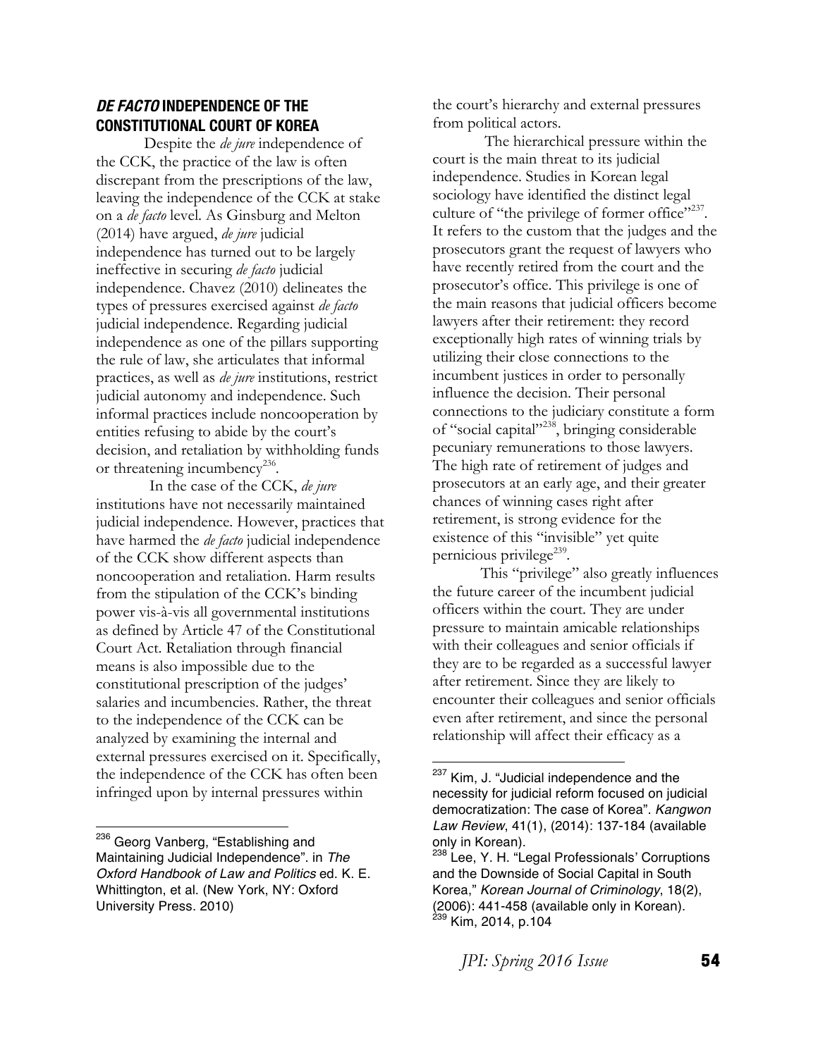## *DE FACTO* INDEPENDENCE OF THE CONSTITUTIONAL COURT OF KOREA

Despite the *de jure* independence of the CCK, the practice of the law is often discrepant from the prescriptions of the law, leaving the independence of the CCK at stake on a *de facto* level. As Ginsburg and Melton (2014) have argued, *de jure* judicial independence has turned out to be largely ineffective in securing *de facto* judicial independence. Chavez (2010) delineates the types of pressures exercised against *de facto* judicial independence. Regarding judicial independence as one of the pillars supporting the rule of law, she articulates that informal practices, as well as *de jure* institutions, restrict judicial autonomy and independence. Such informal practices include noncooperation by entities refusing to abide by the court's decision, and retaliation by withholding funds or threatening incumbency[236].

In the case of the CCK, *de jure* institutions have not necessarily maintained judicial independence. However, practices that have harmed the *de facto* judicial independence of the CCK show different aspects than noncooperation and retaliation. Harm results from the stipulation of the CCK's binding power vis-à-vis all governmental institutions as defined by Article 47 of the Constitutional Court Act. Retaliation through financial means is also impossible due to the constitutional prescription of the judges' salaries and incumbencies. Rather, the threat to the independence of the CCK can be analyzed by examining the internal and external pressures exercised on it. Specifically, the independence of the CCK has often been infringed upon by internal pressures within the court's hierarchy and external pressures from political actors.

The hierarchical pressure within the court is the main threat to its judicial independence. Studies in Korean legal sociology have identified the distinct legal culture of "the privilege of former office"[237]. It refers to the custom that the judges and the prosecutors grant the request of lawyers who have recently retired from the court and the prosecutor's office. This privilege is one of the main reasons that judicial officers become lawyers after their retirement: they record exceptionally high rates of winning trials by utilizing their close connections to the incumbent justices in order to personally influence the decision. Their personal connections to the judiciary constitute a form of "social capital"[238], bringing considerable pecuniary remunerations to those lawyers. The high rate of retirement of judges and prosecutors at an early age, and their greater chances of winning cases right after retirement, is strong evidence for the existence of this "invisible" yet quite pernicious privilege[239].

This "privilege" also greatly influences the future career of the incumbent judicial officers within the court. They are under pressure to maintain amicable relationships with their colleagues and senior officials if they are to be regarded as a successful lawyer after retirement. Since they are likely to encounter their colleagues and senior officials even after retirement, and since the personal relationship will affect their efficacy as a

---

[236] Georg Vanberg, "Establishing and Maintaining Judicial Independence". in *The Oxford Handbook of Law and Politics* ed. K. E. Whittington, et al. (New York, NY: Oxford University Press. 2010)

[237] Kim, J. "Judicial independence and the necessity for judicial reform focused on judicial democratization: The case of Korea". *Kangwon Law Review*, 41(1), (2014): 137-184 (available only in Korean).

[238] Lee, Y. H. "Legal Professionals' Corruptions and the Downside of Social Capital in South Korea," *Korean Journal of Criminology*, 18(2), (2006): 441-458 (available only in Korean).

[239] Kim, 2014, p.104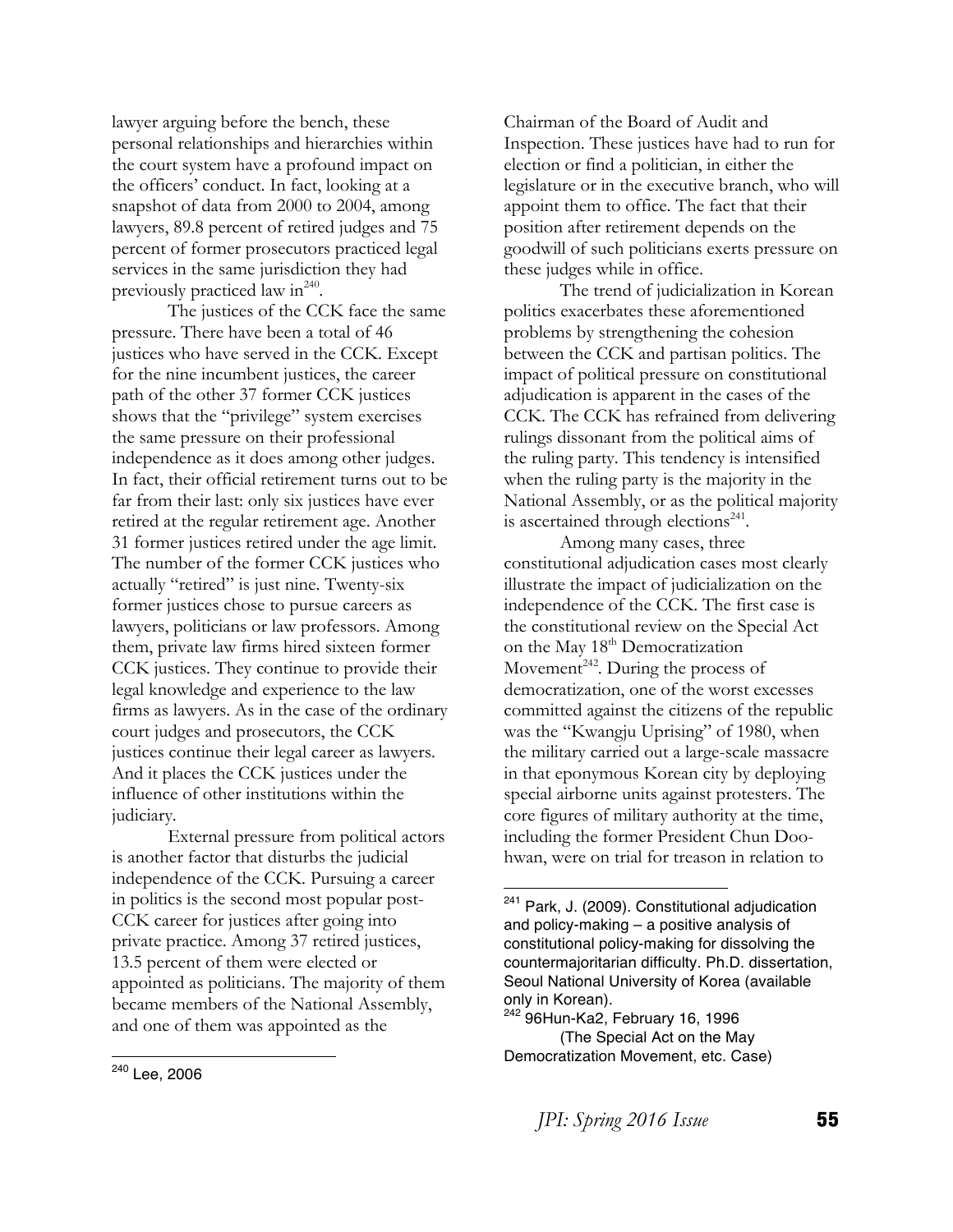lawyer arguing before the bench, these personal relationships and hierarchies within the court system have a profound impact on the officers' conduct. In fact, looking at a snapshot of data from 2000 to 2004, among lawyers, 89.8 percent of retired judges and 75 percent of former prosecutors practiced legal services in the same jurisdiction they had previously practiced law in[240].

The justices of the CCK face the same pressure. There have been a total of 46 justices who have served in the CCK. Except for the nine incumbent justices, the career path of the other 37 former CCK justices shows that the "privilege" system exercises the same pressure on their professional independence as it does among other judges. In fact, their official retirement turns out to be far from their last: only six justices have ever retired at the regular retirement age. Another 31 former justices retired under the age limit. The number of the former CCK justices who actually "retired" is just nine. Twenty-six former justices chose to pursue careers as lawyers, politicians or law professors. Among them, private law firms hired sixteen former CCK justices. They continue to provide their legal knowledge and experience to the law firms as lawyers. As in the case of the ordinary court judges and prosecutors, the CCK justices continue their legal career as lawyers. And it places the CCK justices under the influence of other institutions within the judiciary.

External pressure from political actors is another factor that disturbs the judicial independence of the CCK. Pursuing a career in politics is the second most popular post-CCK career for justices after going into private practice. Among 37 retired justices, 13.5 percent of them were elected or appointed as politicians. The majority of them became members of the National Assembly, and one of them was appointed as the Chairman of the Board of Audit and Inspection. These justices have had to run for election or find a politician, in either the legislature or in the executive branch, who will appoint them to office. The fact that their position after retirement depends on the goodwill of such politicians exerts pressure on these judges while in office.

The trend of judicialization in Korean politics exacerbates these aforementioned problems by strengthening the cohesion between the CCK and partisan politics. The impact of political pressure on constitutional adjudication is apparent in the cases of the CCK. The CCK has refrained from delivering rulings dissonant from the political aims of the ruling party. This tendency is intensified when the ruling party is the majority in the National Assembly, or as the political majority is ascertained through elections[241].

Among many cases, three constitutional adjudication cases most clearly illustrate the impact of judicialization on the independence of the CCK. The first case is the constitutional review on the Special Act on the May 18th Democratization Movement[242]. During the process of democratization, one of the worst excesses committed against the citizens of the republic was the "Kwangju Uprising" of 1980, when the military carried out a large-scale massacre in that eponymous Korean city by deploying special airborne units against protesters. The core figures of military authority at the time, including the former President Chun Doo-hwan, were on trial for treason in relation to

---

[240] Lee, 2006

[241] Park, J. (2009). Constitutional adjudication and policy-making – a positive analysis of constitutional policy-making for dissolving the countermajoritarian difficulty. Ph.D. dissertation, Seoul National University of Korea (available only in Korean).

[242] 96Hun-Ka2, February 16, 1996 (The Special Act on the May Democratization Movement, etc. Case)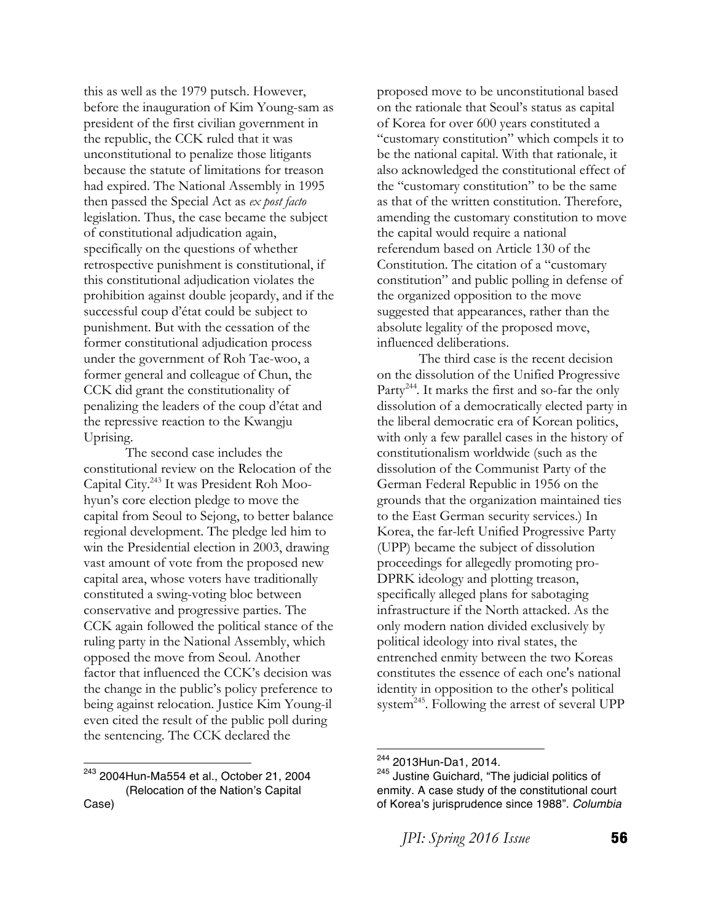this as well as the 1979 putsch. However, before the inauguration of Kim Young-sam as president of the first civilian government in the republic, the CCK ruled that it was unconstitutional to penalize those litigants because the statute of limitations for treason had expired. The National Assembly in 1995 then passed the Special Act as *ex post facto* legislation. Thus, the case became the subject of constitutional adjudication again, specifically on the questions of whether retrospective punishment is constitutional, if this constitutional adjudication violates the prohibition against double jeopardy, and if the successful coup d'état could be subject to punishment. But with the cessation of the former constitutional adjudication process under the government of Roh Tae-woo, a former general and colleague of Chun, the CCK did grant the constitutionality of penalizing the leaders of the coup d'état and the repressive reaction to the Kwangju Uprising.

The second case includes the constitutional review on the Relocation of the Capital City.[243] It was President Roh Moo-hyun's core election pledge to move the capital from Seoul to Sejong, to better balance regional development. The pledge led him to win the Presidential election in 2003, drawing vast amount of vote from the proposed new capital area, whose voters have traditionally constituted a swing-voting bloc between conservative and progressive parties. The CCK again followed the political stance of the ruling party in the National Assembly, which opposed the move from Seoul. Another factor that influenced the CCK's decision was the change in the public's policy preference to being against relocation. Justice Kim Young-il even cited the result of the public poll during the sentencing. The CCK declared the proposed move to be unconstitutional based on the rationale that Seoul's status as capital of Korea for over 600 years constituted a "customary constitution" which compels it to be the national capital. With that rationale, it also acknowledged the constitutional effect of the "customary constitution" to be the same as that of the written constitution. Therefore, amending the customary constitution to move the capital would require a national referendum based on Article 130 of the Constitution. The citation of a "customary constitution" and public polling in defense of the organized opposition to the move suggested that appearances, rather than the absolute legality of the proposed move, influenced deliberations.

The third case is the recent decision on the dissolution of the Unified Progressive Party[244]. It marks the first and so-far the only dissolution of a democratically elected party in the liberal democratic era of Korean politics, with only a few parallel cases in the history of constitutionalism worldwide (such as the dissolution of the Communist Party of the German Federal Republic in 1956 on the grounds that the organization maintained ties to the East German security services.) In Korea, the far-left Unified Progressive Party (UPP) became the subject of dissolution proceedings for allegedly promoting pro-DPRK ideology and plotting treason, specifically alleged plans for sabotaging infrastructure if the North attacked. As the only modern nation divided exclusively by political ideology into rival states, the entrenched enmity between the two Koreas constitutes the essence of each one's national identity in opposition to the other's political system[245]. Following the arrest of several UPP

---

[243] 2004Hun-Ma554 et al., October 21, 2004 (Relocation of the Nation's Capital Case)

[244] 2013Hun-Da1, 2014.

[245] Justine Guichard, "The judicial politics of enmity. A case study of the constitutional court of Korea's jurisprudence since 1988". *Columbia*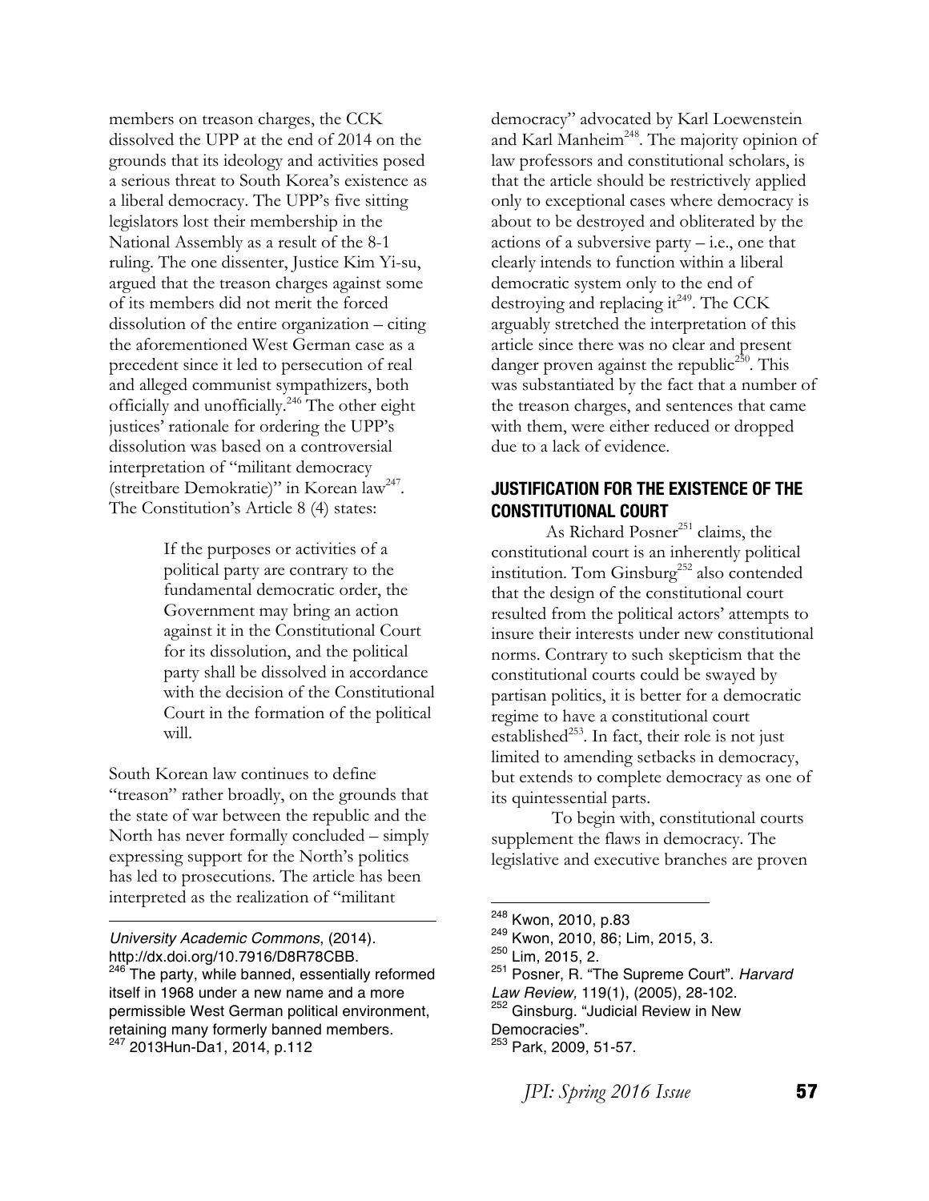members on treason charges, the CCK dissolved the UPP at the end of 2014 on the grounds that its ideology and activities posed a serious threat to South Korea's existence as a liberal democracy. The UPP's five sitting legislators lost their membership in the National Assembly as a result of the 8-1 ruling. The one dissenter, Justice Kim Yi-su, argued that the treason charges against some of its members did not merit the forced dissolution of the entire organization – citing the aforementioned West German case as a precedent since it led to persecution of real and alleged communist sympathizers, both officially and unofficially.[246] The other eight justices' rationale for ordering the UPP's dissolution was based on a controversial interpretation of "militant democracy (streitbare Demokratie)" in Korean law[247]. The Constitution's Article 8 (4) states:

> If the purposes or activities of a political party are contrary to the fundamental democratic order, the Government may bring an action against it in the Constitutional Court for its dissolution, and the political party shall be dissolved in accordance with the decision of the Constitutional Court in the formation of the political will.

South Korean law continues to define "treason" rather broadly, on the grounds that the state of war between the republic and the North has never formally concluded – simply expressing support for the North's politics has led to prosecutions. The article has been interpreted as the realization of "militant democracy" advocated by Karl Loewenstein and Karl Manheim[248]. The majority opinion of law professors and constitutional scholars, is that the article should be restrictively applied only to exceptional cases where democracy is about to be destroyed and obliterated by the actions of a subversive party – i.e., one that clearly intends to function within a liberal democratic system only to the end of destroying and replacing it[249]. The CCK arguably stretched the interpretation of this article since there was no clear and present danger proven against the republic[250]. This was substantiated by the fact that a number of the treason charges, and sentences that came with them, were either reduced or dropped due to a lack of evidence.

## JUSTIFICATION FOR THE EXISTENCE OF THE CONSTITUTIONAL COURT

As Richard Posner[251] claims, the constitutional court is an inherently political institution. Tom Ginsburg[252] also contended that the design of the constitutional court resulted from the political actors' attempts to insure their interests under new constitutional norms. Contrary to such skepticism that the constitutional courts could be swayed by partisan politics, it is better for a democratic regime to have a constitutional court established[253]. In fact, their role is not just limited to amending setbacks in democracy, but extends to complete democracy as one of its quintessential parts.

To begin with, constitutional courts supplement the flaws in democracy. The legislative and executive branches are proven

---

*University Academic Commons*, (2014). http://dx.doi.org/10.7916/D8R78CBB.

[246] The party, while banned, essentially reformed itself in 1968 under a new name and a more permissible West German political environment, retaining many formerly banned members.

[247] 2013Hun-Da1, 2014, p.112

[248] Kwon, 2010, p.83

[249] Kwon, 2010, 86; Lim, 2015, 3.

[250] Lim, 2015, 2.

[251] Posner, R. "The Supreme Court". *Harvard Law Review,* 119(1), (2005), 28-102.

[252] Ginsburg. "Judicial Review in New Democracies".

[253] Park, 2009, 51-57.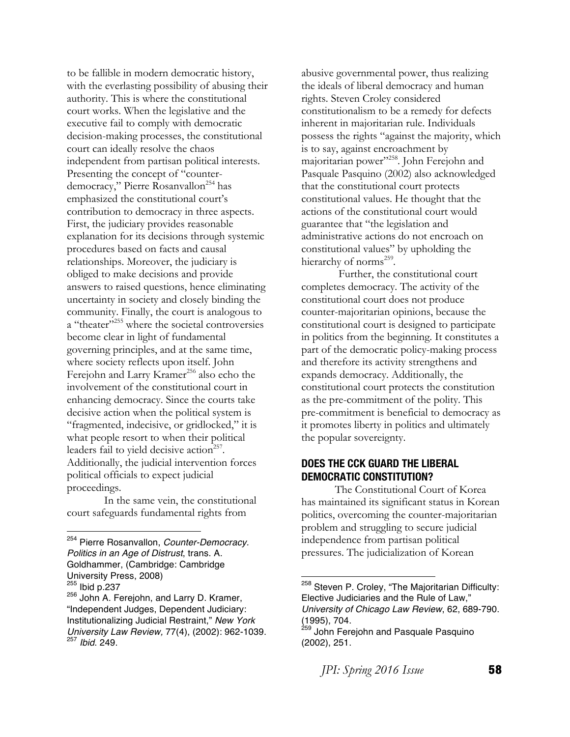to be fallible in modern democratic history, with the everlasting possibility of abusing their authority. This is where the constitutional court works. When the legislative and the executive fail to comply with democratic decision-making processes, the constitutional court can ideally resolve the chaos independent from partisan political interests. Presenting the concept of "counter-democracy," Pierre Rosanvallon[254] has emphasized the constitutional court's contribution to democracy in three aspects. First, the judiciary provides reasonable explanation for its decisions through systemic procedures based on facts and causal relationships. Moreover, the judiciary is obliged to make decisions and provide answers to raised questions, hence eliminating uncertainty in society and closely binding the community. Finally, the court is analogous to a "theater"[255] where the societal controversies become clear in light of fundamental governing principles, and at the same time, where society reflects upon itself. John Ferejohn and Larry Kramer[256] also echo the involvement of the constitutional court in enhancing democracy. Since the courts take decisive action when the political system is "fragmented, indecisive, or gridlocked," it is what people resort to when their political leaders fail to yield decisive action[257]. Additionally, the judicial intervention forces political officials to expect judicial proceedings.

In the same vein, the constitutional court safeguards fundamental rights from abusive governmental power, thus realizing the ideals of liberal democracy and human rights. Steven Croley considered constitutionalism to be a remedy for defects inherent in majoritarian rule. Individuals possess the rights "against the majority, which is to say, against encroachment by majoritarian power"[258]. John Ferejohn and Pasquale Pasquino (2002) also acknowledged that the constitutional court protects constitutional values. He thought that the actions of the constitutional court would guarantee that "the legislation and administrative actions do not encroach on constitutional values" by upholding the hierarchy of norms[259].

Further, the constitutional court completes democracy. The activity of the constitutional court does not produce counter-majoritarian opinions, because the constitutional court is designed to participate in politics from the beginning. It constitutes a part of the democratic policy-making process and therefore its activity strengthens and expands democracy. Additionally, the constitutional court protects the constitution as the pre-commitment of the polity. This pre-commitment is beneficial to democracy as it promotes liberty in politics and ultimately the popular sovereignty.

## DOES THE CCK GUARD THE LIBERAL DEMOCRATIC CONSTITUTION?

The Constitutional Court of Korea has maintained its significant status in Korean politics, overcoming the counter-majoritarian problem and struggling to secure judicial independence from partisan political pressures. The judicialization of Korean

---

[254] Pierre Rosanvallon, *Counter-Democracy. Politics in an Age of Distrust*, trans. A. Goldhammer, (Cambridge: Cambridge University Press, 2008)

[255] Ibid p.237

[256] John A. Ferejohn, and Larry D. Kramer, "Independent Judges, Dependent Judiciary: Institutionalizing Judicial Restraint," *New York University Law Review,* 77(4), (2002): 962-1039.

[257] *Ibid.* 249.

[258] Steven P. Croley, "The Majoritarian Difficulty: Elective Judiciaries and the Rule of Law," *University of Chicago Law Review*, 62, 689-790. (1995), 704.

[259] John Ferejohn and Pasquale Pasquino (2002), 251.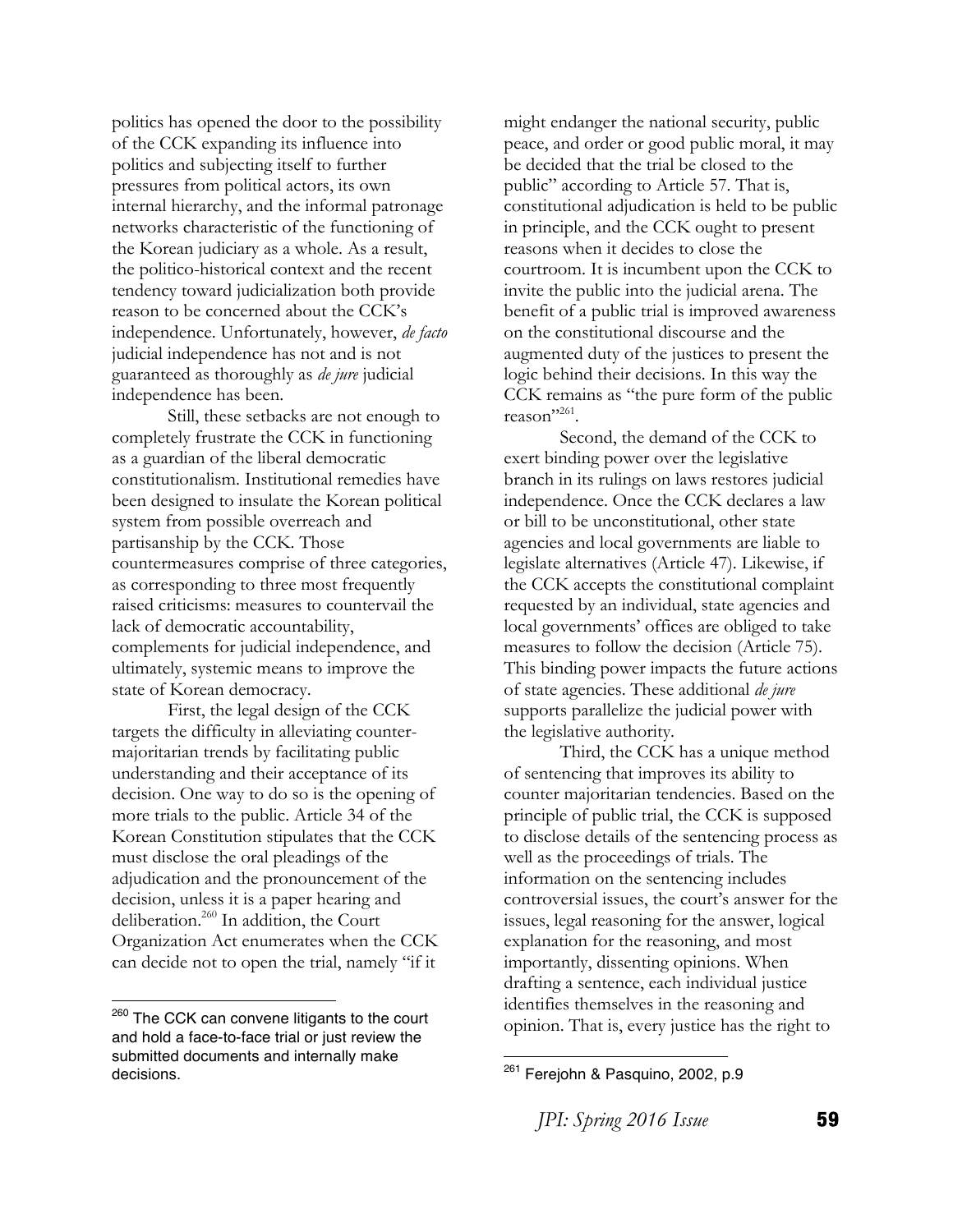politics has opened the door to the possibility of the CCK expanding its influence into politics and subjecting itself to further pressures from political actors, its own internal hierarchy, and the informal patronage networks characteristic of the functioning of the Korean judiciary as a whole. As a result, the politico-historical context and the recent tendency toward judicialization both provide reason to be concerned about the CCK's independence. Unfortunately, however, *de facto* judicial independence has not and is not guaranteed as thoroughly as *de jure* judicial independence has been.

Still, these setbacks are not enough to completely frustrate the CCK in functioning as a guardian of the liberal democratic constitutionalism. Institutional remedies have been designed to insulate the Korean political system from possible overreach and partisanship by the CCK. Those countermeasures comprise of three categories, as corresponding to three most frequently raised criticisms: measures to countervail the lack of democratic accountability, complements for judicial independence, and ultimately, systemic means to improve the state of Korean democracy.

First, the legal design of the CCK targets the difficulty in alleviating counter-majoritarian trends by facilitating public understanding and their acceptance of its decision. One way to do so is the opening of more trials to the public. Article 34 of the Korean Constitution stipulates that the CCK must disclose the oral pleadings of the adjudication and the pronouncement of the decision, unless it is a paper hearing and deliberation.[260] In addition, the Court Organization Act enumerates when the CCK can decide not to open the trial, namely "if it might endanger the national security, public peace, and order or good public moral, it may be decided that the trial be closed to the public" according to Article 57. That is, constitutional adjudication is held to be public in principle, and the CCK ought to present reasons when it decides to close the courtroom. It is incumbent upon the CCK to invite the public into the judicial arena. The benefit of a public trial is improved awareness on the constitutional discourse and the augmented duty of the justices to present the logic behind their decisions. In this way the CCK remains as "the pure form of the public reason"[261].

Second, the demand of the CCK to exert binding power over the legislative branch in its rulings on laws restores judicial independence. Once the CCK declares a law or bill to be unconstitutional, other state agencies and local governments are liable to legislate alternatives (Article 47). Likewise, if the CCK accepts the constitutional complaint requested by an individual, state agencies and local governments' offices are obliged to take measures to follow the decision (Article 75). This binding power impacts the future actions of state agencies. These additional *de jure* supports parallelize the judicial power with the legislative authority.

Third, the CCK has a unique method of sentencing that improves its ability to counter majoritarian tendencies. Based on the principle of public trial, the CCK is supposed to disclose details of the sentencing process as well as the proceedings of trials. The information on the sentencing includes controversial issues, the court's answer for the issues, legal reasoning for the answer, logical explanation for the reasoning, and most importantly, dissenting opinions. When drafting a sentence, each individual justice identifies themselves in the reasoning and opinion. That is, every justice has the right to

---

[260] The CCK can convene litigants to the court and hold a face-to-face trial or just review the submitted documents and internally make decisions.

[261] Ferejohn & Pasquino, 2002, p.9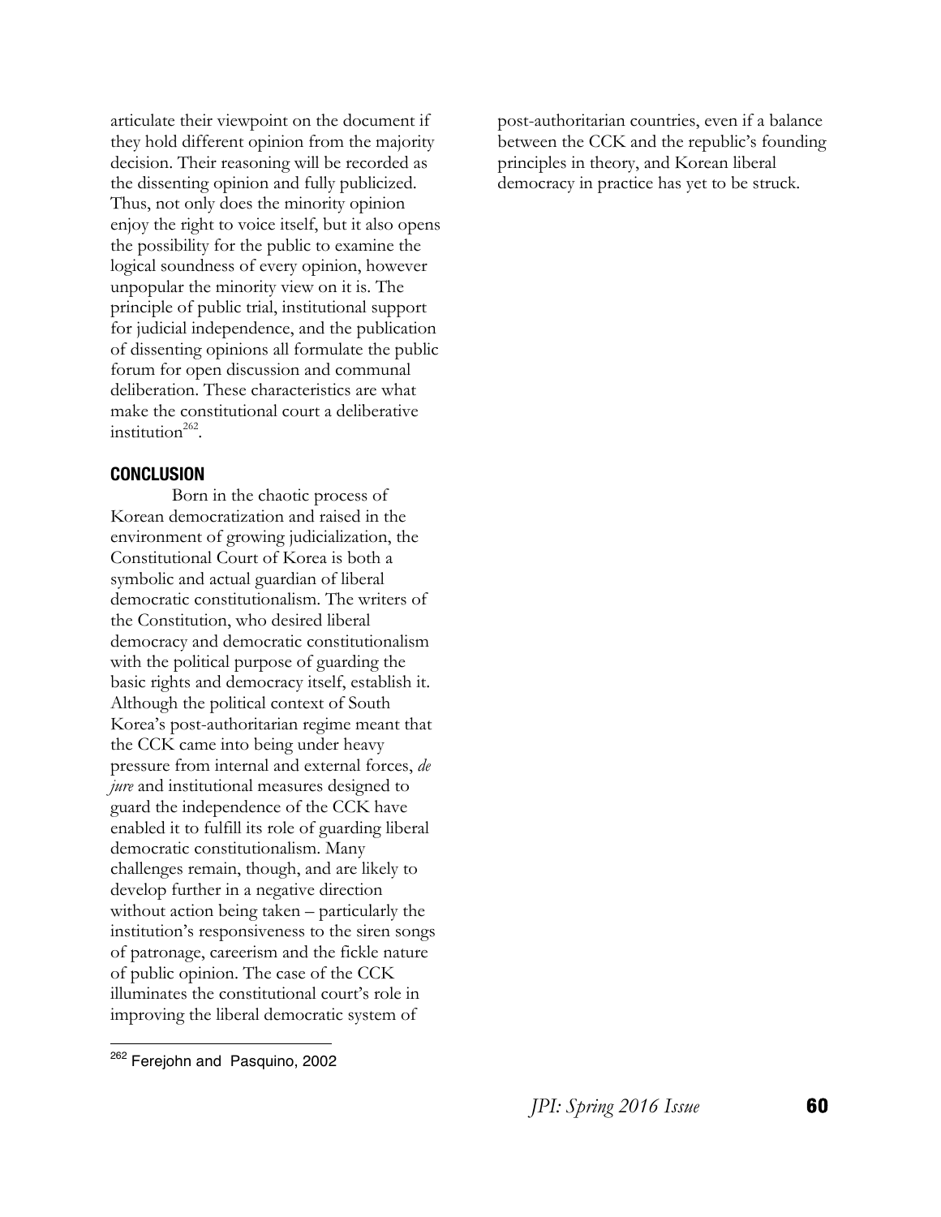articulate their viewpoint on the document if they hold different opinion from the majority decision. Their reasoning will be recorded as the dissenting opinion and fully publicized. Thus, not only does the minority opinion enjoy the right to voice itself, but it also opens the possibility for the public to examine the logical soundness of every opinion, however unpopular the minority view on it is. The principle of public trial, institutional support for judicial independence, and the publication of dissenting opinions all formulate the public forum for open discussion and communal deliberation. These characteristics are what make the constitutional court a deliberative institution[262].

## CONCLUSION

Born in the chaotic process of Korean democratization and raised in the environment of growing judicialization, the Constitutional Court of Korea is both a symbolic and actual guardian of liberal democratic constitutionalism. The writers of the Constitution, who desired liberal democracy and democratic constitutionalism with the political purpose of guarding the basic rights and democracy itself, establish it. Although the political context of South Korea's post-authoritarian regime meant that the CCK came into being under heavy pressure from internal and external forces, *de jure* and institutional measures designed to guard the independence of the CCK have enabled it to fulfill its role of guarding liberal democratic constitutionalism. Many challenges remain, though, and are likely to develop further in a negative direction without action being taken – particularly the institution's responsiveness to the siren songs of patronage, careerism and the fickle nature of public opinion. The case of the CCK illuminates the constitutional court's role in improving the liberal democratic system of post-authoritarian countries, even if a balance between the CCK and the republic's founding principles in theory, and Korean liberal democracy in practice has yet to be struck.

[262] Ferejohn and Pasquino, 2002